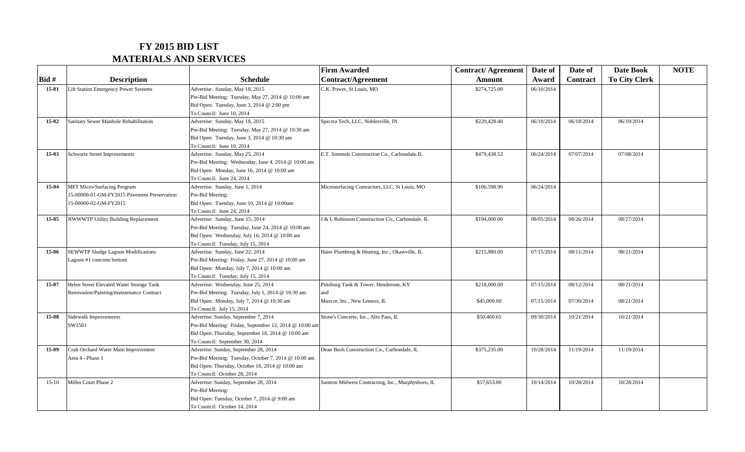# FY 2015 BID LIST
## MATERIALS AND SERVICES

| Bid # | Description | Schedule | Firm Awarded Contract/Agreement | Contract/ Agreement Amount | Date of Award | Date of Contract | Date Book To City Clerk | NOTE |
|---|---|---|---|---|---|---|---|---|
| 15-01 | Lift Station Emergency Power Systems | Advertise: Sunday, May 18, 2015<br>Pre-Bid Meeting: Tuesday, May 27, 2014 @ 10:00 am<br>Bid Open: Tuesday, June 3, 2014 @ 2:00 pm<br>To Council: June 10, 2014 | C.K. Power, St Louis, MO | $274,725.00 | 06/10/2014 | | | |
| 15-02 | Sanitary Sewer Manhole Rehabilitation | Advertise: Sunday, May 18, 2015<br>Pre-Bid Meeting: Tuesday, May 27, 2014 @ 10:30 am<br>Bid Open: Tuesday, June 3, 2014 @ 10:30 am<br>To Council: June 10, 2014 | Spectra Tech, LLC, Noblesville, IN | $220,428.40 | 06/10/2014 | 06/18/2014 | 06/19/2014 | |
| 15-03 | Schwartz Street Improvements | Advertise: Sunday, May 25, 2014<br>Pre-Bid Meeting: Wednesday, June 4, 2014 @ 10:00 am<br>Bid Open: Monday, June 16, 2014 @ 10:00 am<br>To Council: June 24, 2014 | E.T. Simonds Construction Co., Carbondale.IL | $479,438.53 | 06/24/2014 | 07/07/2014 | 07/08/2014 | |
| 15-04 | MFT Micro-Surfacing Program<br>15-00000-01-GM-FY2015 Pavement Preservation<br>15-00000-02-GM-FY2015 | Advertise: Sunday, June 1, 2014<br>Pre-Bid Meeting:<br>Bid Open: Tuesday, June 10, 2014 @ 10:00am<br>To Council: June 24, 2014 | Microsurfacing Contractors, LLC, St Louis, MO | $106,598.90 | 06/24/2014 | | | |
| 15-05 | NWWWTP Utility Building Replacement | Advertise: Sunday, June 15, 2014<br>Pre-Bid Meeting: Tuesday, June 24, 2014 @ 10:00 am<br>Bid Open: Wednesday, July 16, 2014 @ 10:00 am<br>To Council: Tuesday, July 15, 2014 | J & L Robinson Construction Co., Carbondale, IL | $194,000.00 | 08/05/2014 | 08/26/2014 | 08/27/2014 | |
| 15-06 | SEWWTP Sludge Lagoon Modifications<br>Lagoon #1 concrete bottom | Advertise: Sunday, June 22, 2014<br>Pre-Bid Meeting: Friday, June 27, 2014 @ 10:00 am<br>Bid Open: Monday, July 7, 2014 @ 10:00 am<br>To Council: Tuesday, July 15, 2014 | Haier Plumbing & Heating, Inc., Okawville, IL | $215,980.00 | 07/15/2014 | 08/11/2014 | 08/21/2014 | |
| 15-07 | Helen Street Elevated Water Storage Tank<br>Renovation/Painting/maintenance Contract | Advertise: Wednesday, June 25, 2014<br>Pre-Bid Meeting: Tuesday, July 1, 2014 @ 10:30 am<br>Bid Open: Monday, July 7, 2014 @ 10:30 am<br>To Council: July 15, 2014 | Pittsburg Tank & Tower, Henderson, KY<br>and<br>Maxcor, Inc., New Lennox, IL | $218,000.00<br><br>$45,000.00 | 07/15/2014<br><br>07/15/2014 | 08/12/2014<br><br>07/30/2014 | 08/21/2014<br><br>08/21/2014 | |
| 15-08 | Sidewalk Improvements<br>SW1501 | Advertise: Sunday, September 7, 2014<br>Pre-Bid Meeting: Friday, September 12, 2014 @ 10:00 am<br>Bid Open: Thursday, September 18, 2014 @ 10:00 am<br>To Council: September 30, 2014 | Stone's Concrete, Inc., Alto Pass, IL | $50,460.65 | 09/30/2014 | 10/21/2014 | 10/21/2014 | |
| 15-09 | Crab Orchard Water Main Improvement<br>Area 4 - Phase 1 | Advertise: Sunday, September 28, 2014<br>Pre-Bid Meeting: Tuesday, October 7, 2014 @ 10:00 am<br>Bid Open: Thursday, October 16, 2014 @ 10:00 am<br>To Council: October 28, 2014 | Dean Bush Construction Co., Carbondale, IL | $375,235.00 | 10/28/2014 | 11/19/2014 | 11/19/2014 | |
| 15-10 | Miller Court Phase 2 | Advertise: Sunday, September 28, 2014<br>Pre-Bid Meeting:<br>Bid Open: Tuesday, October 7, 2014 @ 9:00 am<br>To Council: October 14, 2014 | Samron Midwest Contracting, Inc., Murphysboro, IL | $57,653.00 | 10/14/2014 | 10/28/2014 | 10/28/2014 | |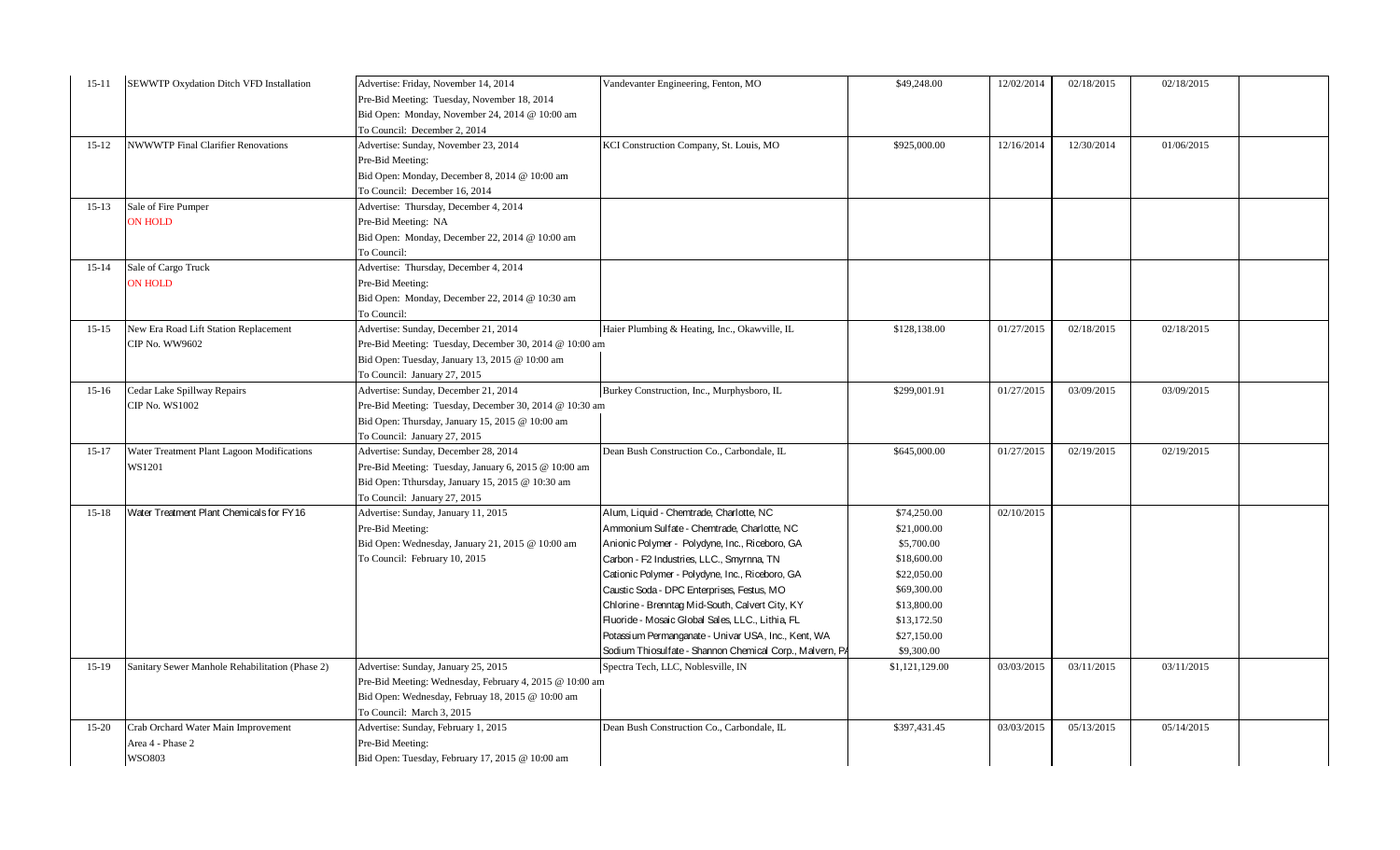| | | | | | | | | |
|---|---|---|---|---|---|---|---|---|
| 15-11 | SEWWTP Oxydation Ditch VFD Installation | Advertise: Friday, November 14, 2014<br>Pre-Bid Meeting: Tuesday, November 18, 2014<br>Bid Open: Monday, November 24, 2014 @ 10:00 am<br>To Council: December 2, 2014 | Vandevanter Engineering, Fenton, MO | $49,248.00 | 12/02/2014 | 02/18/2015 | 02/18/2015 | |
| 15-12 | NWWWTP Final Clarifier Renovations | Advertise: Sunday, November 23, 2014<br>Pre-Bid Meeting:<br>Bid Open: Monday, December 8, 2014 @ 10:00 am<br>To Council: December 16, 2014 | KCI Construction Company, St. Louis, MO | $925,000.00 | 12/16/2014 | 12/30/2014 | 01/06/2015 | |
| 15-13 | Sale of Fire Pumper<br>ON HOLD | Advertise: Thursday, December 4, 2014<br>Pre-Bid Meeting: NA<br>Bid Open: Monday, December 22, 2014 @ 10:00 am<br>To Council: | | | | | | |
| 15-14 | Sale of Cargo Truck<br>ON HOLD | Advertise: Thursday, December 4, 2014<br>Pre-Bid Meeting:<br>Bid Open: Monday, December 22, 2014 @ 10:30 am<br>To Council: | | | | | | |
| 15-15 | New Era Road Lift Station Replacement<br>CIP No. WW9602 | Advertise: Sunday, December 21, 2014<br>Pre-Bid Meeting: Tuesday, December 30, 2014 @ 10:00 am<br>Bid Open: Tuesday, January 13, 2015 @ 10:00 am<br>To Council: January 27, 2015 | Haier Plumbing & Heating, Inc., Okawville, IL | $128,138.00 | 01/27/2015 | 02/18/2015 | 02/18/2015 | |
| 15-16 | Cedar Lake Spillway Repairs<br>CIP No. WS1002 | Advertise: Sunday, December 21, 2014<br>Pre-Bid Meeting: Tuesday, December 30, 2014 @ 10:30 am<br>Bid Open: Thursday, January 15, 2015 @ 10:00 am<br>To Council: January 27, 2015 | Burkey Construction, Inc., Murphysboro, IL | $299,001.91 | 01/27/2015 | 03/09/2015 | 03/09/2015 | |
| 15-17 | Water Treatment Plant Lagoon Modifications<br>WS1201 | Advertise: Sunday, December 28, 2014<br>Pre-Bid Meeting: Tuesday, January 6, 2015 @ 10:00 am<br>Bid Open: Tthursday, January 15, 2015 @ 10:30 am<br>To Council: January 27, 2015 | Dean Bush Construction Co., Carbondale, IL | $645,000.00 | 01/27/2015 | 02/19/2015 | 02/19/2015 | |
| 15-18 | Water Treatment Plant Chemicals for FY16 | Advertise: Sunday, January 11, 2015<br>Pre-Bid Meeting:<br>Bid Open: Wednesday, January 21, 2015 @ 10:00 am<br>To Council: February 10, 2015 | Alum, Liquid - Chemtrade, Charlotte, NC<br>Ammonium Sulfate - Chemtrade, Charlotte, NC<br>Anionic Polymer - Polydyne, Inc., Riceboro, GA<br>Carbon - F2 Industries, LLC., Smyrnna, TN<br>Cationic Polymer - Polydyne, Inc., Riceboro, GA<br>Caustic Soda - DPC Enterprises, Festus, MO<br>Chlorine - Brenntag Mid-South, Calvert City, KY<br>Fluoride - Mosaic Global Sales, LLC., Lithia, FL<br>Potassium Permanganate - Univar USA, Inc., Kent, WA<br>Sodium Thiosulfate - Shannon Chemical Corp., Malvern, PA | $74,250.00<br>$21,000.00<br>$5,700.00<br>$18,600.00<br>$22,050.00<br>$69,300.00<br>$13,800.00<br>$13,172.50<br>$27,150.00<br>$9,300.00 | 02/10/2015 | | | |
| 15-19 | Sanitary Sewer Manhole Rehabilitation (Phase 2) | Advertise: Sunday, January 25, 2015<br>Pre-Bid Meeting: Wednesday, February 4, 2015 @ 10:00 am<br>Bid Open: Wednesday, Februay 18, 2015 @ 10:00 am<br>To Council: March 3, 2015 | Spectra Tech, LLC, Noblesville, IN | $1,121,129.00 | 03/03/2015 | 03/11/2015 | 03/11/2015 | |
| 15-20 | Crab Orchard Water Main Improvement<br>Area 4 - Phase 2<br>WSO803 | Advertise: Sunday, February 1, 2015<br>Pre-Bid Meeting:<br>Bid Open: Tuesday, February 17, 2015 @ 10:00 am | Dean Bush Construction Co., Carbondale, IL | $397,431.45 | 03/03/2015 | 05/13/2015 | 05/14/2015 | |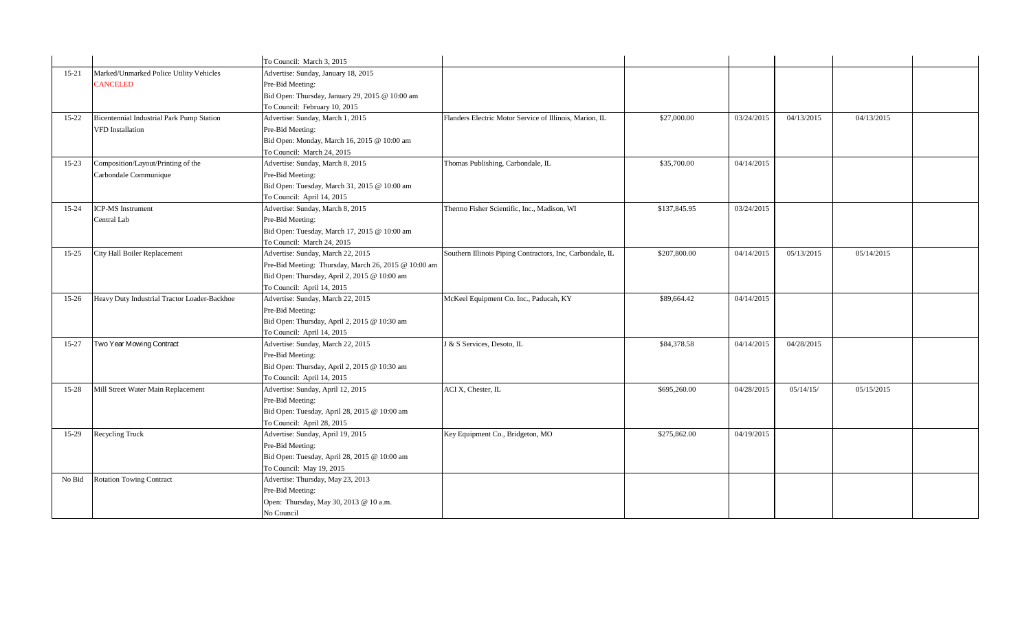| | | | | | | | | |
|---|---|---|---|---|---|---|---|---|
| | | To Council: March 3, 2015 | | | | | | |
| 15-21 | Marked/Unmarked Police Utility Vehicles<br>CANCELED | Advertise: Sunday, January 18, 2015<br>Pre-Bid Meeting:<br>Bid Open: Thursday, January 29, 2015 @ 10:00 am<br>To Council: February 10, 2015 | | | | | | |
| 15-22 | Bicentennial Industrial Park Pump Station<br>VFD Installation | Advertise: Sunday, March 1, 2015<br>Pre-Bid Meeting:<br>Bid Open: Monday, March 16, 2015 @ 10:00 am<br>To Council: March 24, 2015 | Flanders Electric Motor Service of Illinois, Marion, IL | $27,000.00 | 03/24/2015 | 04/13/2015 | 04/13/2015 | |
| 15-23 | Composition/Layout/Printing of the<br>Carbondale Communique | Advertise: Sunday, March 8, 2015<br>Pre-Bid Meeting:<br>Bid Open: Tuesday, March 31, 2015 @ 10:00 am<br>To Council: April 14, 2015 | Thomas Publishing, Carbondale, IL | $35,700.00 | 04/14/2015 | | | |
| 15-24 | ICP-MS Instrument<br>Central Lab | Advertise: Sunday, March 8, 2015<br>Pre-Bid Meeting:<br>Bid Open: Tuesday, March 17, 2015 @ 10:00 am<br>To Council: March 24, 2015 | Thermo Fisher Scientific, Inc., Madison, WI | $137,845.95 | 03/24/2015 | | | |
| 15-25 | City Hall Boiler Replacement | Advertise: Sunday, March 22, 2015<br>Pre-Bid Meeting: Thursday, March 26, 2015 @ 10:00 am<br>Bid Open: Thursday, April 2, 2015 @ 10:00 am<br>To Council: April 14, 2015 | Southern Illinois Piping Contractors, Inc, Carbondale, IL | $207,800.00 | 04/14/2015 | 05/13/2015 | 05/14/2015 | |
| 15-26 | Heavy Duty Industrial Tractor Loader-Backhoe | Advertise: Sunday, March 22, 2015<br>Pre-Bid Meeting:<br>Bid Open: Thursday, April 2, 2015 @ 10:30 am<br>To Council: April 14, 2015 | McKeel Equipment Co. Inc., Paducah, KY | $89,664.42 | 04/14/2015 | | | |
| 15-27 | Two Year Mowing Contract | Advertise: Sunday, March 22, 2015<br>Pre-Bid Meeting:<br>Bid Open: Thursday, April 2, 2015 @ 10:30 am<br>To Council: April 14, 2015 | J & S Services, Desoto, IL | $84,378.58 | 04/14/2015 | 04/28/2015 | | |
| 15-28 | Mill Street Water Main Replacement | Advertise: Sunday, April 12, 2015<br>Pre-Bid Meeting:<br>Bid Open: Tuesday, April 28, 2015 @ 10:00 am<br>To Council: April 28, 2015 | ACI X, Chester, IL | $695,260.00 | 04/28/2015 | 05/14/15/ | 05/15/2015 | |
| 15-29 | Recycling Truck | Advertise: Sunday, April 19, 2015<br>Pre-Bid Meeting:<br>Bid Open: Tuesday, April 28, 2015 @ 10:00 am<br>To Council: May 19, 2015 | Key Equipment Co., Bridgeton, MO | $275,862.00 | 04/19/2015 | | | |
| No Bid | Rotation Towing Contract | Advertise: Thursday, May 23, 2013<br>Pre-Bid Meeting:<br>Open: Thursday, May 30, 2013 @ 10 a.m.<br>No Council | | | | | | |